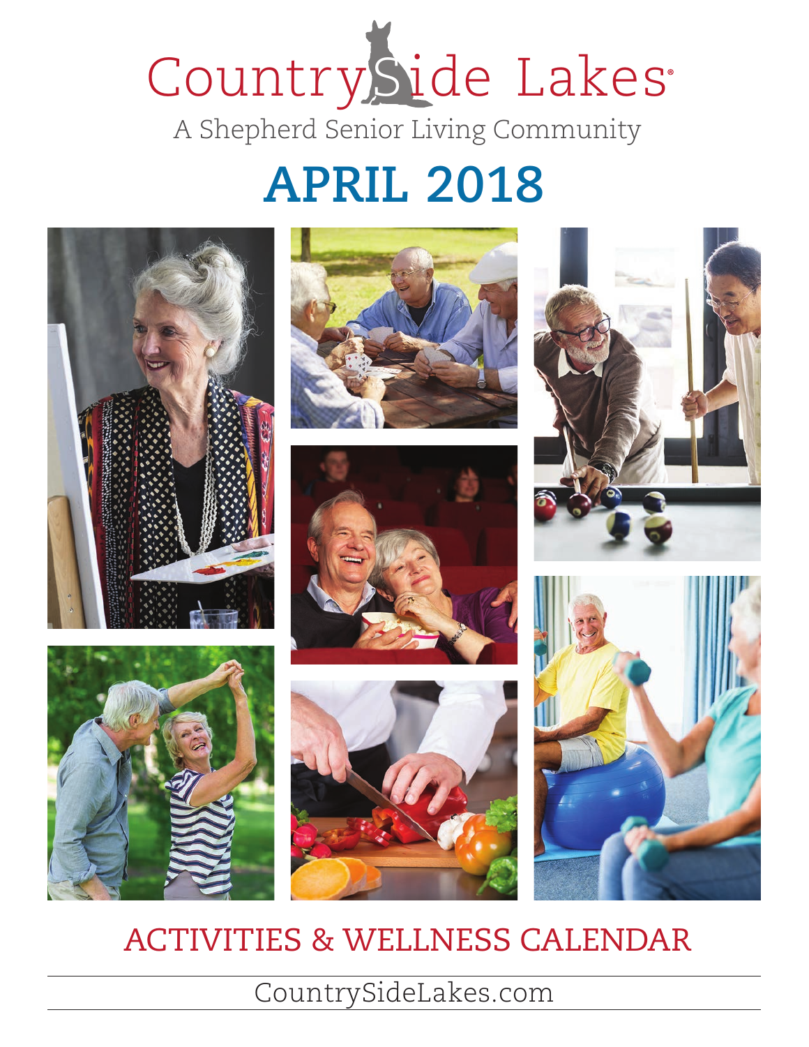# CountrySide Lakes®

A Shepherd Senior Living Community

## APRIL 2018

## ACTIVITIES & WELLNESS CALENDAR

CountrySideLakes.com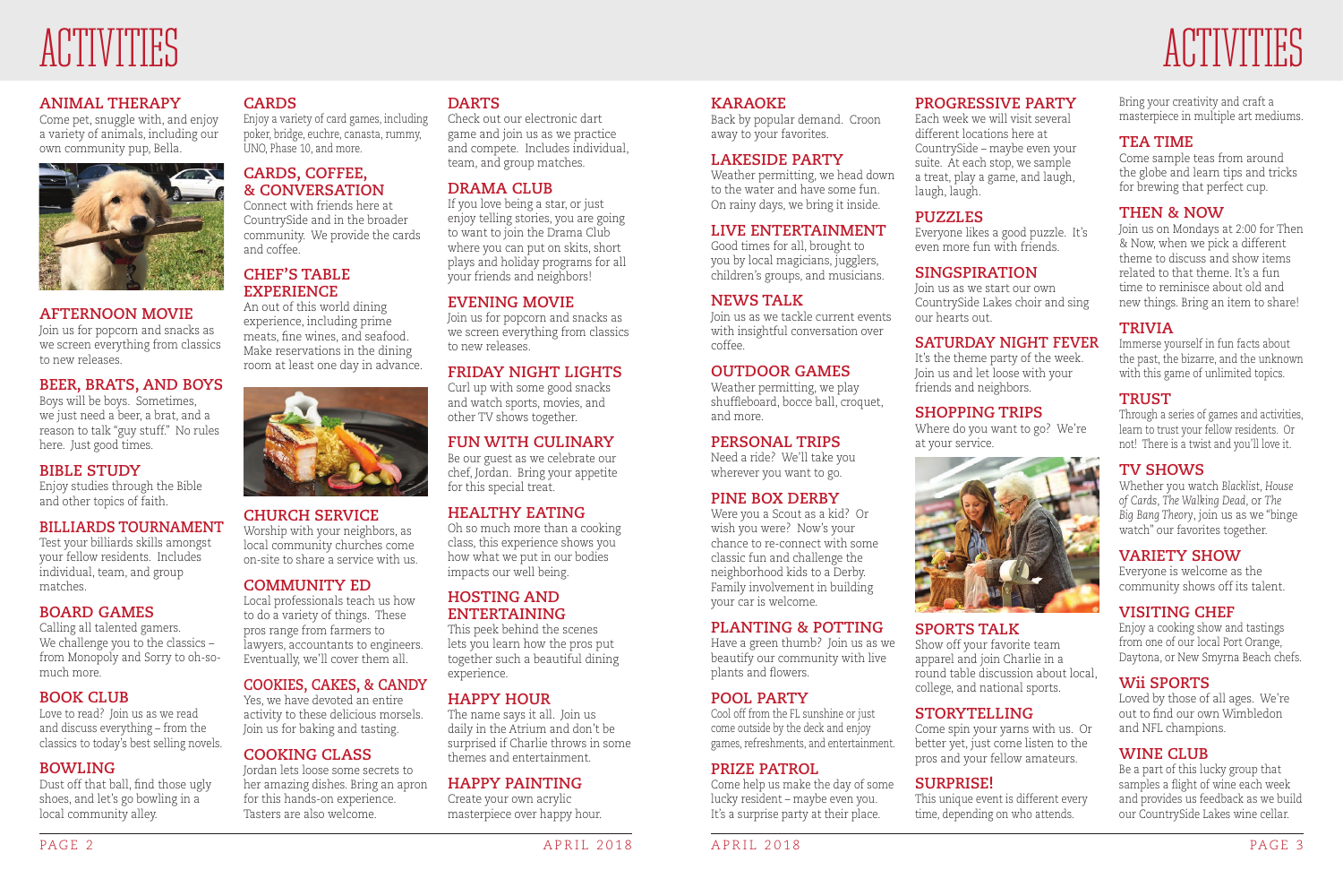# ACTIVITIES

## ANIMAL THERAPY

Come pet, snuggle with, and enjoy a variety of animals, including our own community pup, Bella.

## AFTERNOON MOVIE

Join us for popcorn and snacks as we screen everything from classics to new releases.

## BEER, BRATS, AND BOYS

Boys will be boys. Sometimes, we just need a beer, a brat, and a reason to talk "guy stuff." No rules here. Just good times.

## BIBLE STUDY

Enjoy studies through the Bible and other topics of faith.

## BILLIARDS TOURNAMENT

Test your billiards skills amongst your fellow residents. Includes individual, team, and group matches.

## BOARD GAMES

Calling all talented gamers. We challenge you to the classics – from Monopoly and Sorry to oh-so-much more.

## BOOK CLUB

Love to read? Join us as we read and discuss everything – from the classics to today's best selling novels.

## BOWLING

Dust off that ball, find those ugly shoes, and let's go bowling in a local community alley.

## CARDS

Enjoy a variety of card games, including poker, bridge, euchre, canasta, rummy, UNO, Phase 10, and more.

## CARDS, COFFEE, & CONVERSATION

Connect with friends here at CountrySide and in the broader community. We provide the cards and coffee.

## CHEF'S TABLE EXPERIENCE

An out of this world dining experience, including prime meats, fine wines, and seafood. Make reservations in the dining room at least one day in advance.

## CHURCH SERVICE

Worship with your neighbors, as local community churches come on-site to share a service with us.

## COMMUNITY ED

Local professionals teach us how to do a variety of things. These pros range from farmers to lawyers, accountants to engineers. Eventually, we'll cover them all.

## COOKIES, CAKES, & CANDY

Yes, we have devoted an entire activity to these delicious morsels. Join us for baking and tasting.

## COOKING CLASS

Jordan lets loose some secrets to her amazing dishes. Bring an apron for this hands-on experience. Tasters are also welcome.

## DARTS

Check out our electronic dart game and join us as we practice and compete. Includes individual, team, and group matches.

## DRAMA CLUB

If you love being a star, or just enjoy telling stories, you are going to want to join the Drama Club where you can put on skits, short plays and holiday programs for all your friends and neighbors!

## EVENING MOVIE

Join us for popcorn and snacks as we screen everything from classics to new releases.

## FRIDAY NIGHT LIGHTS

Curl up with some good snacks and watch sports, movies, and other TV shows together.

## FUN WITH CULINARY

Be our guest as we celebrate our chef, Jordan. Bring your appetite for this special treat.

## HEALTHY EATING

Oh so much more than a cooking class, this experience shows you how what we put in our bodies impacts our well being.

## HOSTING AND ENTERTAINING

This peek behind the scenes lets you learn how the pros put together such a beautiful dining experience.

## HAPPY HOUR

The name says it all. Join us daily in the Atrium and don't be surprised if Charlie throws in some themes and entertainment.

## HAPPY PAINTING

Create your own acrylic masterpiece over happy hour.

## KARAOKE

Back by popular demand. Croon away to your favorites.

## LAKESIDE PARTY

Weather permitting, we head down to the water and have some fun. On rainy days, we bring it inside.

## LIVE ENTERTAINMENT

Good times for all, brought to you by local magicians, jugglers, children's groups, and musicians.

## NEWS TALK

Join us as we tackle current events with insightful conversation over coffee.

## OUTDOOR GAMES

Weather permitting, we play shuffleboard, bocce ball, croquet, and more.

## PERSONAL TRIPS

Need a ride? We'll take you wherever you want to go.

## PINE BOX DERBY

Were you a Scout as a kid? Or wish you were? Now's your chance to re-connect with some classic fun and challenge the neighborhood kids to a Derby. Family involvement in building your car is welcome.

## PLANTING & POTTING

Have a green thumb? Join us as we beautify our community with live plants and flowers.

## POOL PARTY

Cool off from the FL sunshine or just come outside by the deck and enjoy games, refreshments, and entertainment.

## PRIZE PATROL

Come help us make the day of some lucky resident – maybe even you. It's a surprise party at their place.

## PROGRESSIVE PARTY

Each week we will visit several different locations here at CountrySide – maybe even your suite. At each stop, we sample a treat, play a game, and laugh, laugh, laugh.

## PUZZLES

Everyone likes a good puzzle. It's even more fun with friends.

## SINGSPIRATION

Join us as we start our own CountrySide Lakes choir and sing our hearts out.

## SATURDAY NIGHT FEVER

It's the theme party of the week. Join us and let loose with your friends and neighbors.

## SHOPPING TRIPS

Where do you want to go? We're at your service.

## SPORTS TALK

Show off your favorite team apparel and join Charlie in a round table discussion about local, college, and national sports.

## STORYTELLING

Come spin your yarns with us. Or better yet, just come listen to the pros and your fellow amateurs.

## SURPRISE!

This unique event is different every time, depending on who attends.

Bring your creativity and craft a masterpiece in multiple art mediums.

## TEA TIME

Come sample teas from around the globe and learn tips and tricks for brewing that perfect cup.

## THEN & NOW

Join us on Mondays at 2:00 for Then & Now, when we pick a different theme to discuss and show items related to that theme. It's a fun time to reminisce about old and new things. Bring an item to share!

## TRIVIA

Immerse yourself in fun facts about the past, the bizarre, and the unknown with this game of unlimited topics.

## TRUST

Through a series of games and activities, learn to trust your fellow residents. Or not! There is a twist and you'll love it.

## TV SHOWS

Whether you watch *Blacklist*, *House of Cards*, *The Walking Dead*, or *The Big Bang Theory*, join us as we "binge watch" our favorites together.

## VARIETY SHOW

Everyone is welcome as the community shows off its talent.

## VISITING CHEF

Enjoy a cooking show and tastings from one of our local Port Orange, Daytona, or New Smyrna Beach chefs.

## Wii SPORTS

Loved by those of all ages. We're out to find our own Wimbledon and NFL champions.

## WINE CLUB

Be a part of this lucky group that samples a flight of wine each week and provides us feedback as we build our CountrySide Lakes wine cellar.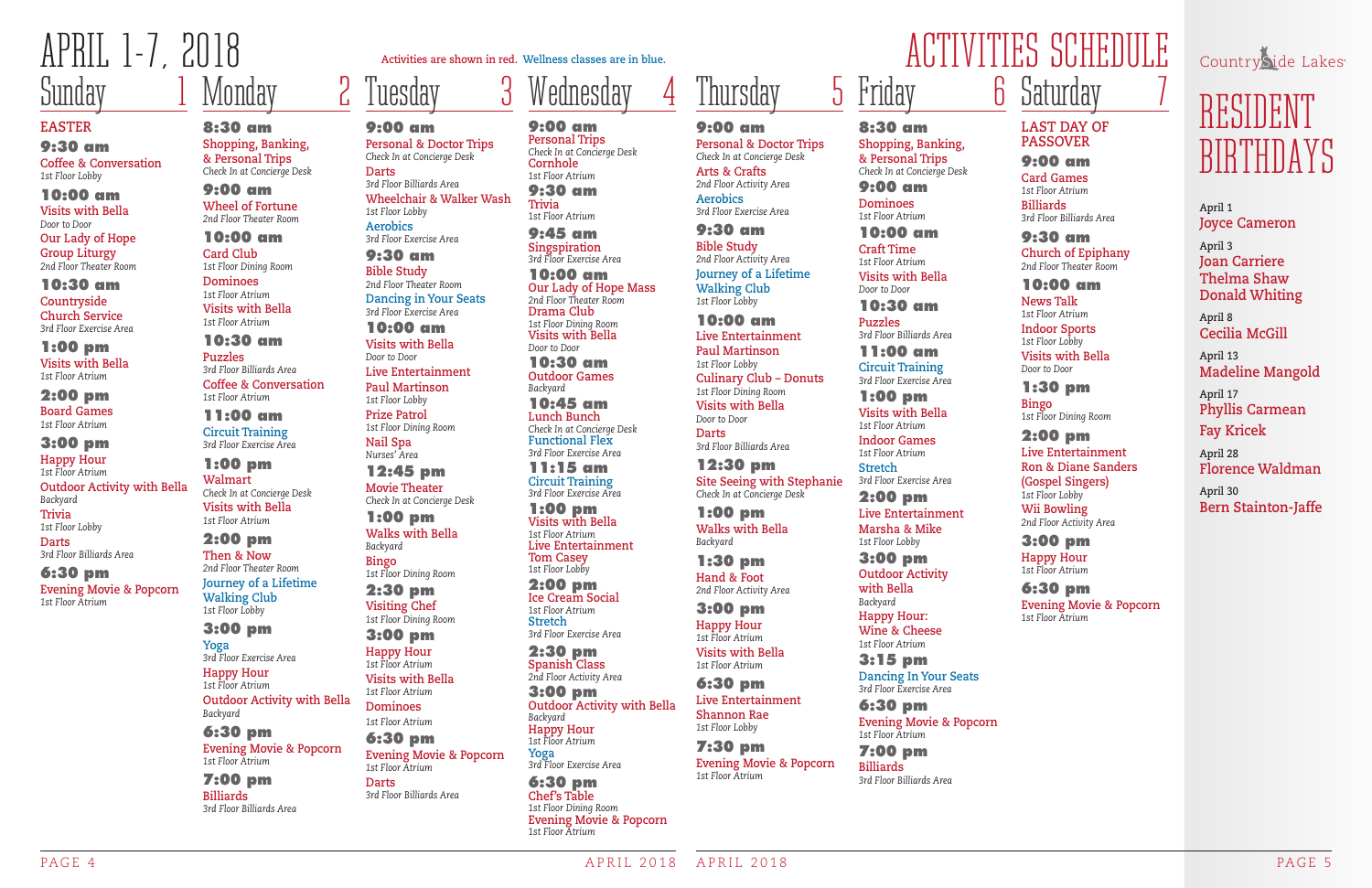# APRIL 1-7, 2018 — ACTIVITIES SCHEDULE

Activities are shown in red. Wellness classes are in blue.

## Sunday 1

**EASTER**

**9:30 am**
Coffee & Conversation
*1st Floor Lobby*

**10:00 am**
Visits with Bella
*Door to Door*
Our Lady of Hope Group Liturgy
*2nd Floor Theater Room*

**10:30 am**
Countryside Church Service
*3rd Floor Exercise Area*

**1:00 pm**
Visits with Bella
*1st Floor Atrium*

**2:00 pm**
Board Games
*1st Floor Atrium*

**3:00 pm**
Happy Hour
*1st Floor Atrium*
Outdoor Activity with Bella
*Backyard*
Trivia
*1st Floor Lobby*
Darts
*3rd Floor Billiards Area*

**6:30 pm**
Evening Movie & Popcorn
*1st Floor Atrium*

## Monday 2

**8:30 am**
Shopping, Banking, & Personal Trips
*Check In at Concierge Desk*

**9:00 am**
Wheel of Fortune
*2nd Floor Theater Room*

**10:00 am**
Card Club
*1st Floor Dining Room*
Dominoes
*1st Floor Atrium*
Visits with Bella
*1st Floor Atrium*

**10:30 am**
Puzzles
*3rd Floor Billiards Area*
Coffee & Conversation
*1st Floor Atrium*

**11:00 am**
Circuit Training
*3rd Floor Exercise Area*

**1:00 pm**
Walmart
*Check In at Concierge Desk*
Visits with Bella
*1st Floor Atrium*

**2:00 pm**
Then & Now
*2nd Floor Theater Room*
Journey of a Lifetime Walking Club
*1st Floor Lobby*

**3:00 pm**
Yoga
*3rd Floor Exercise Area*
Happy Hour
*1st Floor Atrium*
Outdoor Activity with Bella
*Backyard*

**6:30 pm**
Evening Movie & Popcorn
*1st Floor Atrium*

**7:00 pm**
Billiards
*3rd Floor Billiards Area*

## Tuesday 3

**9:00 am**
Personal & Doctor Trips
*Check In at Concierge Desk*
Darts
*3rd Floor Billiards Area*
Wheelchair & Walker Wash
*1st Floor Lobby*
Aerobics
*3rd Floor Exercise Area*

**9:30 am**
Bible Study
*2nd Floor Theater Room*
Dancing in Your Seats
*3rd Floor Exercise Area*

**10:00 am**
Visits with Bella
*Door to Door*
Live Entertainment Paul Martinson
*1st Floor Lobby*
Prize Patrol
*1st Floor Dining Room*
Nail Spa
*Nurses' Area*

**12:45 pm**
Movie Theater
*Check In at Concierge Desk*

**1:00 pm**
Walks with Bella
*Backyard*
Bingo
*1st Floor Dining Room*

**2:30 pm**
Visiting Chef
*1st Floor Dining Room*

**3:00 pm**
Happy Hour
*1st Floor Atrium*
Visits with Bella
*1st Floor Atrium*
Dominoes
*1st Floor Atrium*

**6:30 pm**
Evening Movie & Popcorn
*1st Floor Atrium*
Darts
*3rd Floor Billiards Area*

## Wednesday 4

**9:00 am**
Personal Trips
*Check In at Concierge Desk*
Cornhole
*1st Floor Atrium*

**9:30 am**
Trivia
*1st Floor Atrium*

**9:45 am**
Singspiration
*3rd Floor Exercise Area*

**10:00 am**
Our Lady of Hope Mass
*2nd Floor Theater Room*
Drama Club
*1st Floor Dining Room*
Visits with Bella
*Door to Door*

**10:30 am**
Outdoor Games
*Backyard*

**10:45 am**
Lunch Bunch
*Check In at Concierge Desk*
Functional Flex
*3rd Floor Exercise Area*

**11:15 am**
Circuit Training
*3rd Floor Exercise Area*

**1:00 pm**
Visits with Bella
*1st Floor Atrium*
Live Entertainment Tom Casey
*1st Floor Lobby*

**2:00 pm**
Ice Cream Social
*1st Floor Atrium*
Stretch
*3rd Floor Exercise Area*

**2:30 pm**
Spanish Class
*2nd Floor Activity Area*

**3:00 pm**
Outdoor Activity with Bella
*Backyard*
Happy Hour
*1st Floor Atrium*
Yoga
*3rd Floor Exercise Area*

**6:30 pm**
Chef's Table
*1st Floor Dining Room*
Evening Movie & Popcorn
*1st Floor Atrium*

## Thursday 5

**9:00 am**
Personal & Doctor Trips
*Check In at Concierge Desk*
Arts & Crafts
*2nd Floor Activity Area*
Aerobics
*3rd Floor Exercise Area*

**9:30 am**
Bible Study
*2nd Floor Activity Area*
Journey of a Lifetime Walking Club
*1st Floor Lobby*

**10:00 am**
Live Entertainment Paul Martinson
*1st Floor Lobby*
Culinary Club – Donuts
*1st Floor Dining Room*
Visits with Bella
*Door to Door*
Darts
*3rd Floor Billiards Area*

**12:30 pm**
Site Seeing with Stephanie
*Check In at Concierge Desk*

**1:00 pm**
Walks with Bella
*Backyard*

**1:30 pm**
Hand & Foot
*2nd Floor Activity Area*

**3:00 pm**
Happy Hour
*1st Floor Atrium*
Visits with Bella
*1st Floor Atrium*

**6:30 pm**
Live Entertainment Shannon Rae
*1st Floor Lobby*

**7:30 pm**
Evening Movie & Popcorn
*1st Floor Atrium*

## Friday 6

**8:30 am**
Shopping, Banking, & Personal Trips
*Check In at Concierge Desk*

**9:00 am**
Dominoes
*1st Floor Atrium*

**10:00 am**
Craft Time
*1st Floor Atrium*
Visits with Bella
*Door to Door*

**10:30 am**
Puzzles
*3rd Floor Billiards Area*

**11:00 am**
Circuit Training
*3rd Floor Exercise Area*

**1:00 pm**
Visits with Bella
*1st Floor Atrium*
Indoor Games
*1st Floor Atrium*
Stretch
*3rd Floor Exercise Area*

**2:00 pm**
Live Entertainment Marsha & Mike
*1st Floor Lobby*

**3:00 pm**
Outdoor Activity with Bella
*Backyard*
Happy Hour: Wine & Cheese
*1st Floor Atrium*

**3:15 pm**
Dancing In Your Seats
*3rd Floor Exercise Area*

**6:30 pm**
Evening Movie & Popcorn
*1st Floor Atrium*

**7:00 pm**
Billiards
*3rd Floor Billiards Area*

## Saturday 7

**LAST DAY OF PASSOVER**

**9:00 am**
Card Games
*1st Floor Atrium*
Billiards
*3rd Floor Billiards Area*

**9:30 am**
Church of Epiphany
*2nd Floor Theater Room*

**10:00 am**
News Talk
*1st Floor Atrium*
Indoor Sports
*1st Floor Lobby*
Visits with Bella
*Door to Door*

**1:30 pm**
Bingo
*1st Floor Dining Room*

**2:00 pm**
Live Entertainment Ron & Diane Sanders (Gospel Singers)
*1st Floor Lobby*
Wii Bowling
*2nd Floor Activity Area*

**3:00 pm**
Happy Hour
*1st Floor Atrium*

**6:30 pm**
Evening Movie & Popcorn
*1st Floor Atrium*

---

Countryside Lakes

# RESIDENT BIRTHDAYS

April 1
Joyce Cameron

April 3
Joan Carriere
Thelma Shaw
Donald Whiting

April 8
Cecilia McGill

April 13
Madeline Mangold

April 17
Phyllis Carmean
Fay Kricek

April 28
Florence Waldman

April 30
Bern Stainton-Jaffe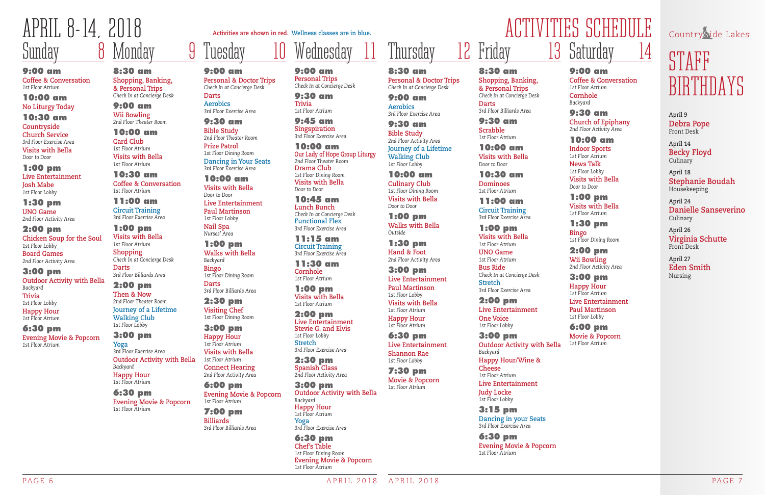# APRIL 8-14, 2018 — ACTIVITIES SCHEDULE

Activities are shown in red. Wellness classes are in blue.

## Sunday 8

**9:00 am**
Coffee & Conversation
*1st Floor Atrium*

**10:00 am**
No Liturgy Today

**10:30 am**
Countryside Church Service
*3rd Floor Exercise Area*
Visits with Bella
*Door to Door*

**1:00 pm**
Live Entertainment
Josh Mabe
*1st Floor Lobby*

**1:30 pm**
UNO Game
*2nd Floor Activity Area*

**2:00 pm**
Chicken Soup for the Soul
*1st Floor Lobby*
Board Games
*2nd Floor Activity Area*

**3:00 pm**
Outdoor Activity with Bella
*Backyard*
Trivia
*1st Floor Lobby*
Happy Hour
*1st Floor Atrium*

**6:30 pm**
Evening Movie & Popcorn
*1st Floor Atrium*

## Monday 9

**8:30 am**
Shopping, Banking, & Personal Trips
*Check In at Concierge Desk*

**9:00 am**
Wii Bowling
*2nd Floor Theater Room*

**10:00 am**
Card Club
*1st Floor Atrium*
Visits with Bella
*1st Floor Atrium*

**10:30 am**
Coffee & Conversation
*1st Floor Atrium*

**11:00 am**
Circuit Training
*3rd Floor Exercise Area*

**1:00 pm**
Visits with Bella
*1st Floor Atrium*
Shopping
*Check In at Concierge Desk*
Darts
*3rd Floor Billiards Area*

**2:00 pm**
Then & Now
*2nd Floor Theater Room*
Journey of a Lifetime Walking Club
*1st Floor Lobby*

**3:00 pm**
Yoga
*3rd Floor Exercise Area*
Outdoor Activity with Bella
*Backyard*
Happy Hour
*1st Floor Atrium*

**6:30 pm**
Evening Movie & Popcorn
*1st Floor Atrium*

## Tuesday 10

**9:00 am**
Personal & Doctor Trips
*Check In at Concierge Desk*
Darts
Aerobics
*3rd Floor Exercise Area*

**9:30 am**
Bible Study
*2nd Floor Theater Room*
Prize Patrol
*1st Floor Dining Room*
Dancing in Your Seats
*3rd Floor Exercise Area*

**10:00 am**
Visits with Bella
*Door to Door*
Live Entertainment
Paul Martinson
*1st Floor Lobby*
Nail Spa
*Nurses' Area*

**1:00 pm**
Walks with Bella
*Backyard*
Bingo
*1st Floor Dining Room*
Darts
*3rd Floor Billiards Area*

**2:30 pm**
Visiting Chef
*1st Floor Dining Room*

**3:00 pm**
Happy Hour
*1st Floor Atrium*
Visits with Bella
*1st Floor Atrium*
Connect Hearing
*2nd Floor Activity Area*

**6:00 pm**
Evening Movie & Popcorn
*1st Floor Atrium*

**7:00 pm**
Billiards
*3rd Floor Billiards Area*

## Wednesday 11

**9:00 am**
Personal Trips
*Check In at Concierge Desk*

**9:30 am**
Trivia
*1st Floor Atrium*

**9:45 am**
Singspiration
*3rd Floor Exercise Area*

**10:00 am**
Our Lady of Hope Group Liturgy
*2nd Floor Theater Room*
Drama Club
*1st Floor Dining Room*
Visits with Bella
*Door to Door*

**10:45 am**
Lunch Bunch
*Check In at Concierge Desk*
Functional Flex
*3rd Floor Exercise Area*

**11:15 am**
Circuit Training
*3rd Floor Exercise Area*

**11:30 am**
Cornhole
*1st Floor Atrium*

**1:00 pm**
Visits with Bella
*1st Floor Atrium*

**2:00 pm**
Live Entertainment
Stevie G. and Elvis
*1st Floor Lobby*
Stretch
*3rd Floor Exercise Area*

**2:30 pm**
Spanish Class
*2nd Floor Activity Area*

**3:00 pm**
Outdoor Activity with Bella
*Backyard*
Happy Hour
*1st Floor Atrium*
Yoga
*3rd Floor Exercise Area*

**6:30 pm**
Chef's Table
*1st Floor Dining Room*
Evening Movie & Popcorn
*1st Floor Atrium*

## Thursday 12

**8:30 am**
Personal & Doctor Trips
*Check In at Concierge Desk*

**9:00 am**
Aerobics
*3rd Floor Exercise Area*

**9:30 am**
Bible Study
*2nd Floor Activity Area*
Journey of a Lifetime Walking Club
*1st Floor Lobby*

**10:00 am**
Culinary Club
*1st Floor Dining Room*
Visits with Bella
*Door to Door*

**1:00 pm**
Walks with Bella
*Outside*

**1:30 pm**
Hand & Foot
*2nd Floor Activity Area*

**3:00 pm**
Live Entertainment
Paul Martinson
*1st Floor Lobby*
Visits with Bella
*1st Floor Atrium*
Happy Hour
*1st Floor Atrium*

**6:30 pm**
Live Entertainment
Shannon Rae
*1st Floor Lobby*

**7:30 pm**
Movie & Popcorn
*1st Floor Atrium*

## Friday 13

**8:30 am**
Shopping, Banking, & Personal Trips
*Check In at Concierge Desk*
Darts
*3rd Floor Billiards Area*

**9:30 am**
Scrabble
*1st Floor Atrium*

**10:00 am**
Visits with Bella
*Door to Door*

**10:30 am**
Dominoes
*1st Floor Atrium*

**11:00 am**
Circuit Training
*3rd Floor Exercise Area*

**1:00 pm**
Visits with Bella
*1st Floor Atrium*
UNO Game
*1st Floor Atrium*
Bus Ride
*Check In at Concierge Desk*
Stretch
*3rd Floor Exercise Area*

**2:00 pm**
Live Entertainment
One Voice
*1st Floor Lobby*

**3:00 pm**
Outdoor Activity with Bella
*Backyard*
Happy Hour/Wine & Cheese
*1st Floor Atrium*
Live Entertainment
Judy Locke
*1st Floor Lobby*

**3:15 pm**
Dancing in your Seats
*3rd Floor Exercise Area*

**6:30 pm**
Evening Movie & Popcorn
*1st Floor Atrium*

## Saturday 14

**9:00 am**
Coffee & Conversation
*1st Floor Atrium*
Cornhole
*Backyard*

**9:30 am**
Church of Epiphany
*2nd Floor Activity Area*

**10:00 am**
Indoor Sports
*1st Floor Atrium*
News Talk
*1st Floor Lobby*
Visits with Bella
*Door to Door*

**1:00 pm**
Visits with Bella
*1st Floor Atrium*

**1:30 pm**
Bingo
*1st Floor Dining Room*

**2:00 pm**
Wii Bowling
*2nd Floor Activity Area*

**3:00 pm**
Happy Hour
*1st Floor Atrium*
Live Entertainment
Paul Martinson
*1st Floor Lobby*

**6:00 pm**
Movie & Popcorn
*1st Floor Atrium*

---

Countryside Lakes

# STAFF BIRTHDAYS

April 9
**Debra Pope**
Front Desk

April 14
**Becky Floyd**
Culinary

April 18
**Stephanie Boudah**
Housekeeping

April 24
**Danielle Sanseverino**
Culinary

April 26
**Virginia Schutte**
Front Desk

April 27
**Eden Smith**
Nursing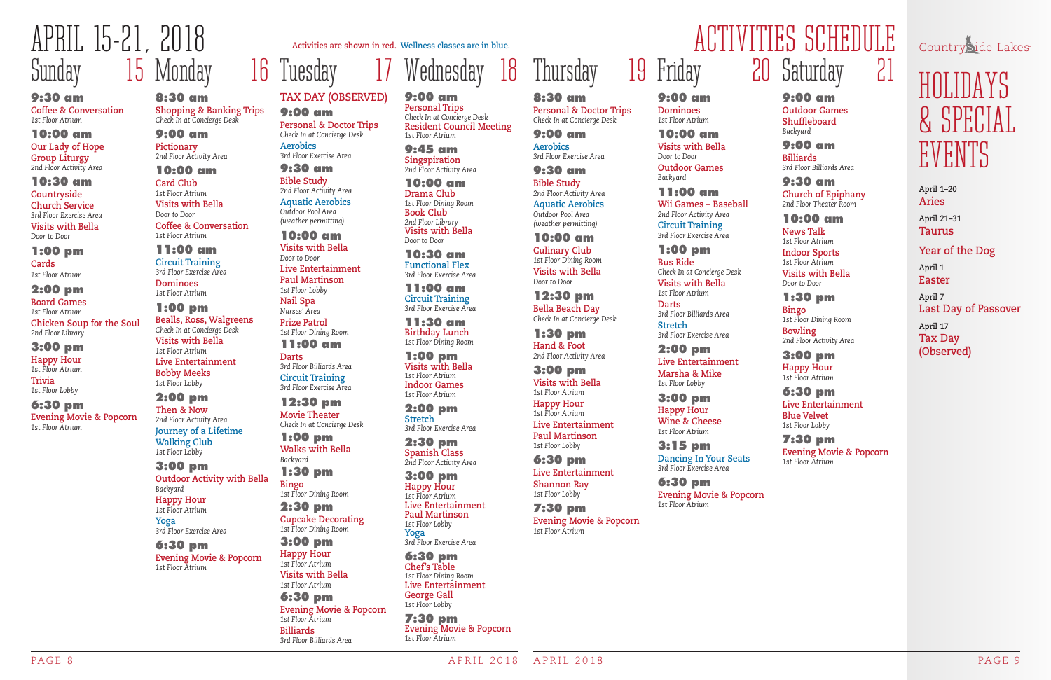# APRIL 15-21, 2018

# ACTIVITIES SCHEDULE

Activities are shown in red. Wellness classes are in blue.

## Sunday 15

**9:30 am**
Coffee & Conversation
*1st Floor Atrium*

**10:00 am**
Our Lady of Hope Group Liturgy
*2nd Floor Activity Area*

**10:30 am**
Countryside Church Service
*3rd Floor Exercise Area*
Visits with Bella
*Door to Door*

**1:00 pm**
Cards
*1st Floor Atrium*

**2:00 pm**
Board Games
*1st Floor Atrium*
Chicken Soup for the Soul
*2nd Floor Library*

**3:00 pm**
Happy Hour
*1st Floor Atrium*
Trivia
*1st Floor Lobby*

**6:30 pm**
Evening Movie & Popcorn
*1st Floor Atrium*

## Monday 16

**8:30 am**
Shopping & Banking Trips
*Check In at Concierge Desk*

**9:00 am**
Pictionary
*2nd Floor Activity Area*

**10:00 am**
Card Club
*1st Floor Atrium*
Visits with Bella
*Door to Door*
Coffee & Conversation
*1st Floor Atrium*

**11:00 am**
Circuit Training
*3rd Floor Exercise Area*
Dominoes
*1st Floor Atrium*

**1:00 pm**
Bealls, Ross, Walgreens
*Check In at Concierge Desk*
Visits with Bella
*1st Floor Atrium*
Live Entertainment
Bobby Meeks
*1st Floor Lobby*

**2:00 pm**
Then & Now
*2nd Floor Activity Area*
Journey of a Lifetime Walking Club
*1st Floor Lobby*

**3:00 pm**
Outdoor Activity with Bella
*Backyard*
Happy Hour
*1st Floor Atrium*
Yoga
*3rd Floor Exercise Area*

**6:30 pm**
Evening Movie & Popcorn
*1st Floor Atrium*

## Tuesday 17

TAX DAY (OBSERVED)

**9:00 am**
Personal & Doctor Trips
*Check In at Concierge Desk*
Aerobics
*3rd Floor Exercise Area*

**9:30 am**
Bible Study
*2nd Floor Activity Area*
Aquatic Aerobics
*Outdoor Pool Area (weather permitting)*

**10:00 am**
Visits with Bella
*Door to Door*
Live Entertainment
Paul Martinson
*1st Floor Lobby*
Nail Spa
*Nurses' Area*
Prize Patrol
*1st Floor Dining Room*

**11:00 am**
Darts
*3rd Floor Billiards Area*
Circuit Training
*3rd Floor Exercise Area*

**12:30 pm**
Movie Theater
*Check In at Concierge Desk*

**1:00 pm**
Walks with Bella
*Backyard*

**1:30 pm**
Bingo
*1st Floor Dining Room*

**2:30 pm**
Cupcake Decorating
*1st Floor Dining Room*

**3:00 pm**
Happy Hour
*1st Floor Atrium*
Visits with Bella
*1st Floor Atrium*

**6:30 pm**
Evening Movie & Popcorn
*1st Floor Atrium*
Billiards
*3rd Floor Billiards Area*

## Wednesday 18

**9:00 am**
Personal Trips
*Check In at Concierge Desk*
Resident Council Meeting
*1st Floor Atrium*

**9:45 am**
Singspiration
*2nd Floor Activity Area*

**10:00 am**
Drama Club
*1st Floor Dining Room*
Book Club
*2nd Floor Library*
Visits with Bella
*Door to Door*

**10:30 am**
Functional Flex
*3rd Floor Exercise Area*

**11:00 am**
Circuit Training
*3rd Floor Exercise Area*

**11:30 am**
Birthday Lunch
*1st Floor Dining Room*

**1:00 pm**
Visits with Bella
*1st Floor Atrium*
Indoor Games
*1st Floor Atrium*

**2:00 pm**
Stretch
*3rd Floor Exercise Area*

**2:30 pm**
Spanish Class
*2nd Floor Activity Area*

**3:00 pm**
Happy Hour
*1st Floor Atrium*
Live Entertainment
Paul Martinson
*1st Floor Lobby*
Yoga
*3rd Floor Exercise Area*

**6:30 pm**
Chef's Table
*1st Floor Dining Room*
Live Entertainment
George Gall
*1st Floor Lobby*

**7:30 pm**
Evening Movie & Popcorn
*1st Floor Atrium*

## Thursday 19

**8:30 am**
Personal & Doctor Trips
*Check In at Concierge Desk*

**9:00 am**
Aerobics
*3rd Floor Exercise Area*

**9:30 am**
Bible Study
*2nd Floor Activity Area*
Aquatic Aerobics
*Outdoor Pool Area (weather permitting)*

**10:00 am**
Culinary Club
*1st Floor Dining Room*
Visits with Bella
*Door to Door*

**12:30 pm**
Bella Beach Day
*Check In at Concierge Desk*

**1:30 pm**
Hand & Foot
*2nd Floor Activity Area*

**3:00 pm**
Visits with Bella
*1st Floor Atrium*
Happy Hour
*1st Floor Atrium*
Live Entertainment
Paul Martinson
*1st Floor Lobby*

**6:30 pm**
Live Entertainment
Shannon Ray
*1st Floor Lobby*

**7:30 pm**
Evening Movie & Popcorn
*1st Floor Atrium*

## Friday 20

**9:00 am**
Dominoes
*1st Floor Atrium*

**10:00 am**
Visits with Bella
*Door to Door*
Outdoor Games
*Backyard*

**11:00 am**
Wii Games – Baseball
*2nd Floor Activity Area*
Circuit Training
*3rd Floor Exercise Area*

**1:00 pm**
Bus Ride
*Check In at Concierge Desk*
Visits with Bella
*1st Floor Atrium*
Darts
*3rd Floor Billiards Area*
Stretch
*3rd Floor Exercise Area*

**2:00 pm**
Live Entertainment
Marsha & Mike
*1st Floor Lobby*

**3:00 pm**
Happy Hour
Wine & Cheese
*1st Floor Atrium*

**3:15 pm**
Dancing In Your Seats
*3rd Floor Exercise Area*

**6:30 pm**
Evening Movie & Popcorn
*1st Floor Atrium*

## Saturday 21

**9:00 am**
Outdoor Games
Shuffleboard
*Backyard*

**9:00 am**
Billiards
*3rd Floor Billiards Area*

**9:30 am**
Church of Epiphany
*2nd Floor Theater Room*

**10:00 am**
News Talk
*1st Floor Atrium*
Indoor Sports
*1st Floor Atrium*
Visits with Bella
*Door to Door*

**1:30 pm**
Bingo
*1st Floor Dining Room*
Bowling
*2nd Floor Activity Area*

**3:00 pm**
Happy Hour
*1st Floor Atrium*

**6:30 pm**
Live Entertainment
Blue Velvet
*1st Floor Lobby*

**7:30 pm**
Evening Movie & Popcorn
*1st Floor Atrium*

---

Countryside Lakes

# HOLIDAYS & SPECIAL EVENTS

April 1–20
**Aries**

April 21–31
**Taurus**

**Year of the Dog**

April 1
**Easter**

April 7
**Last Day of Passover**

April 17
**Tax Day (Observed)**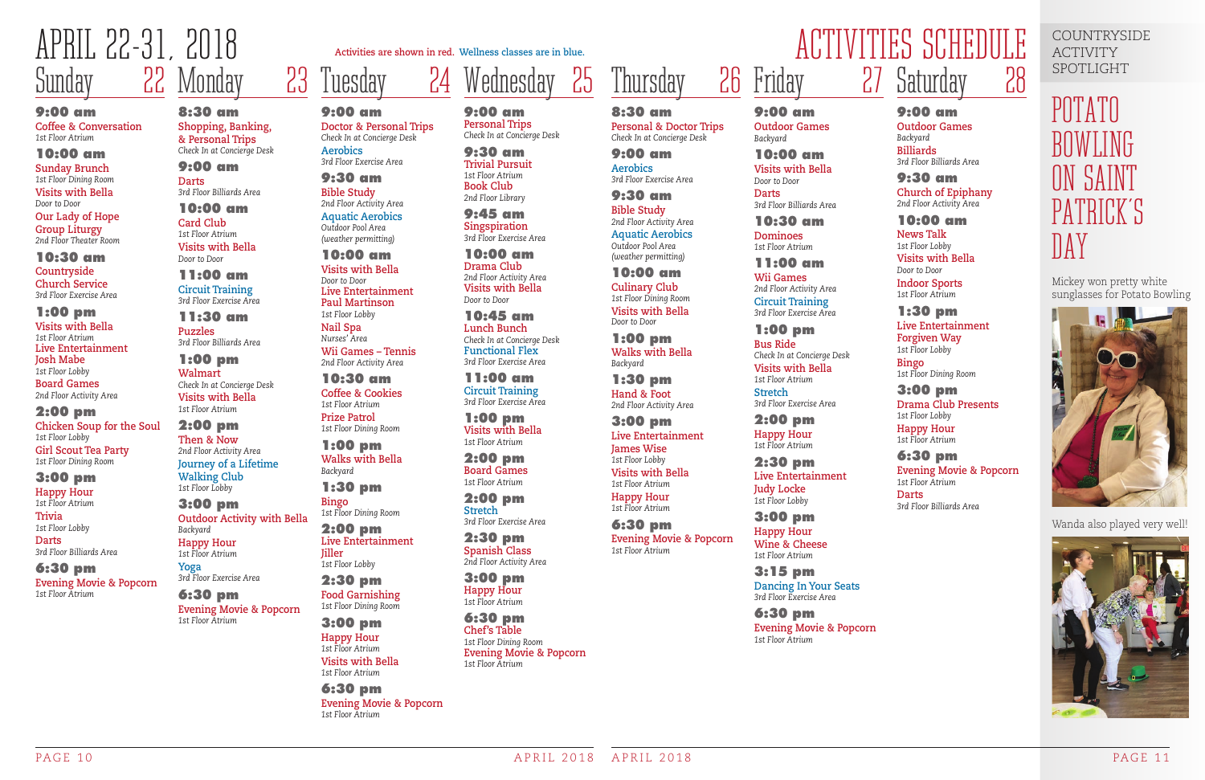# APRIL 22-31, 2018 ACTIVITIES SCHEDULE

Activities are shown in red. Wellness classes are in blue.

## Sunday 22

**9:00 am**
Coffee & Conversation
*1st Floor Atrium*

**10:00 am**
Sunday Brunch
*1st Floor Dining Room*
Visits with Bella
*Door to Door*
Our Lady of Hope Group Liturgy
*2nd Floor Theater Room*

**10:30 am**
Countryside Church Service
*3rd Floor Exercise Area*

**1:00 pm**
Visits with Bella
*1st Floor Atrium*
Live Entertainment Josh Mabe
*1st Floor Lobby*
Board Games
*2nd Floor Activity Area*

**2:00 pm**
Chicken Soup for the Soul
*1st Floor Lobby*
Girl Scout Tea Party
*1st Floor Dining Room*

**3:00 pm**
Happy Hour
*1st Floor Atrium*
Trivia
*1st Floor Lobby*
Darts
*3rd Floor Billiards Area*

**6:30 pm**
Evening Movie & Popcorn
*1st Floor Atrium*

## Monday 23

**8:30 am**
Shopping, Banking, & Personal Trips
*Check In at Concierge Desk*

**9:00 am**
Darts
*3rd Floor Billiards Area*

**10:00 am**
Card Club
*1st Floor Atrium*
Visits with Bella
*Door to Door*

**11:00 am**
Circuit Training
*3rd Floor Exercise Area*

**11:30 am**
Puzzles
*3rd Floor Billiards Area*

**1:00 pm**
Walmart
*Check In at Concierge Desk*
Visits with Bella
*1st Floor Atrium*

**2:00 pm**
Then & Now
*2nd Floor Activity Area*
Journey of a Lifetime Walking Club
*1st Floor Lobby*

**3:00 pm**
Outdoor Activity with Bella
*Backyard*
Happy Hour
*1st Floor Atrium*
Yoga
*3rd Floor Exercise Area*

**6:30 pm**
Evening Movie & Popcorn
*1st Floor Atrium*

## Tuesday 24

**9:00 am**
Doctor & Personal Trips
*Check In at Concierge Desk*
Aerobics
*3rd Floor Exercise Area*

**9:30 am**
Bible Study
*2nd Floor Activity Area*
Aquatic Aerobics
*Outdoor Pool Area (weather permitting)*

**10:00 am**
Visits with Bella
*Door to Door*
Live Entertainment Paul Martinson
*1st Floor Lobby*
Nail Spa
*Nurses' Area*
Wii Games – Tennis
*2nd Floor Activity Area*

**10:30 am**
Coffee & Cookies
*1st Floor Atrium*
Prize Patrol
*1st Floor Dining Room*

**1:00 pm**
Walks with Bella
*Backyard*

**1:30 pm**
Bingo
*1st Floor Dining Room*

**2:00 pm**
Live Entertainment Jiller
*1st Floor Lobby*

**2:30 pm**
Food Garnishing
*1st Floor Dining Room*

**3:00 pm**
Happy Hour
*1st Floor Atrium*
Visits with Bella
*1st Floor Atrium*

**6:30 pm**
Evening Movie & Popcorn
*1st Floor Atrium*

## Wednesday 25

**9:00 am**
Personal Trips
*Check In at Concierge Desk*

**9:30 am**
Trivial Pursuit
*1st Floor Atrium*
Book Club
*2nd Floor Library*

**9:45 am**
Singspiration
*3rd Floor Exercise Area*

**10:00 am**
Drama Club
*2nd Floor Activity Area*
Visits with Bella
*Door to Door*

**10:45 am**
Lunch Bunch
*Check In at Concierge Desk*
Functional Flex
*3rd Floor Exercise Area*

**11:00 am**
Circuit Training
*3rd Floor Exercise Area*

**1:00 pm**
Visits with Bella
*1st Floor Atrium*

**2:00 pm**
Board Games
*1st Floor Atrium*

**2:00 pm**
Stretch
*3rd Floor Exercise Area*

**2:30 pm**
Spanish Class
*2nd Floor Activity Area*

**3:00 pm**
Happy Hour
*1st Floor Atrium*

**6:30 pm**
Chef's Table
*1st Floor Dining Room*
Evening Movie & Popcorn
*1st Floor Atrium*

## Thursday 26

**8:30 am**
Personal & Doctor Trips
*Check In at Concierge Desk*

**9:00 am**
Aerobics
*3rd Floor Exercise Area*

**9:30 am**
Bible Study
*2nd Floor Activity Area*
Aquatic Aerobics
*Outdoor Pool Area (weather permitting)*

**10:00 am**
Culinary Club
*1st Floor Dining Room*
Visits with Bella
*Door to Door*

**1:00 pm**
Walks with Bella
*Backyard*

**1:30 pm**
Hand & Foot
*2nd Floor Activity Area*

**3:00 pm**
Live Entertainment James Wise
*1st Floor Lobby*
Visits with Bella
*1st Floor Atrium*
Happy Hour
*1st Floor Atrium*

**6:30 pm**
Evening Movie & Popcorn
*1st Floor Atrium*

## Friday 27

**9:00 am**
Outdoor Games
*Backyard*

**10:00 am**
Visits with Bella
*Door to Door*
Darts
*3rd Floor Billiards Area*

**10:30 am**
Dominoes
*1st Floor Atrium*

**11:00 am**
Wii Games
*2nd Floor Activity Area*
Circuit Training
*3rd Floor Exercise Area*

**1:00 pm**
Bus Ride
*Check In at Concierge Desk*
Visits with Bella
*1st Floor Atrium*
Stretch
*3rd Floor Exercise Area*

**2:00 pm**
Happy Hour
*1st Floor Atrium*

**2:30 pm**
Live Entertainment Judy Locke
*1st Floor Lobby*

**3:00 pm**
Happy Hour
Wine & Cheese
*1st Floor Atrium*

**3:15 pm**
Dancing In Your Seats
*3rd Floor Exercise Area*

**6:30 pm**
Evening Movie & Popcorn
*1st Floor Atrium*

## Saturday 28

**9:00 am**
Outdoor Games
*Backyard*
Billiards
*3rd Floor Billiards Area*

**9:30 am**
Church of Epiphany
*2nd Floor Activity Area*

**10:00 am**
News Talk
*1st Floor Lobby*
Visits with Bella
*Door to Door*
Indoor Sports
*1st Floor Atrium*

**1:30 pm**
Live Entertainment Forgiven Way
*1st Floor Lobby*
Bingo
*1st Floor Dining Room*

**3:00 pm**
Drama Club Presents
*1st Floor Lobby*
Happy Hour
*1st Floor Atrium*

**6:30 pm**
Evening Movie & Popcorn
*1st Floor Atrium*
Darts
*3rd Floor Billiards Area*

---

COUNTRYSIDE ACTIVITY SPOTLIGHT

# POTATO BOWLING ON SAINT PATRICK'S DAY

Mickey won pretty white sunglasses for Potato Bowling

Wanda also played very well!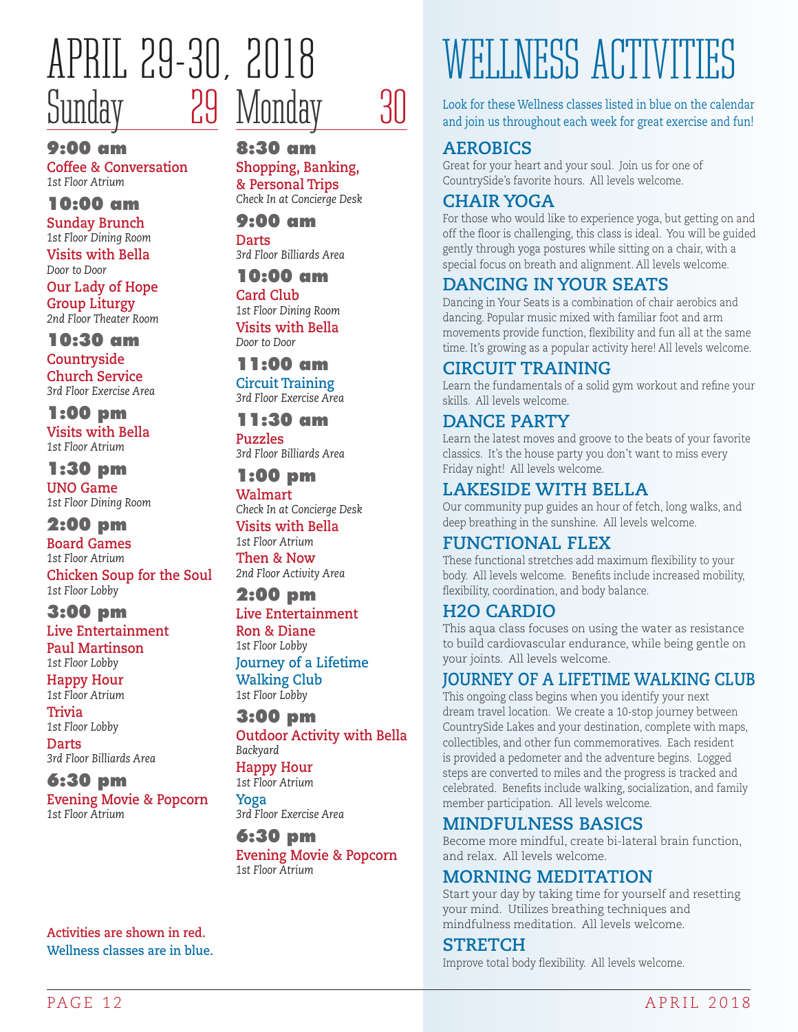# APRIL 29-30, 2018

## Sunday 29

### 9:00 am
**Coffee & Conversation**
*1st Floor Atrium*

### 10:00 am
**Sunday Brunch**
*1st Floor Dining Room*

**Visits with Bella**
*Door to Door*

**Our Lady of Hope Group Liturgy**
*2nd Floor Theater Room*

### 10:30 am
**Countryside Church Service**
*3rd Floor Exercise Area*

### 1:00 pm
**Visits with Bella**
*1st Floor Atrium*

### 1:30 pm
**UNO Game**
*1st Floor Dining Room*

### 2:00 pm
**Board Games**
*1st Floor Atrium*

**Chicken Soup for the Soul**
*1st Floor Lobby*

### 3:00 pm
**Live Entertainment Paul Martinson**
*1st Floor Lobby*

**Happy Hour**
*1st Floor Atrium*

**Trivia**
*1st Floor Lobby*

**Darts**
*3rd Floor Billiards Area*

### 6:30 pm
**Evening Movie & Popcorn**
*1st Floor Atrium*

## Monday 30

### 8:30 am
**Shopping, Banking, & Personal Trips**
*Check In at Concierge Desk*

### 9:00 am
**Darts**
*3rd Floor Billiards Area*

### 10:00 am
**Card Club**
*1st Floor Dining Room*

**Visits with Bella**
*Door to Door*

### 11:00 am
**Circuit Training**
*3rd Floor Exercise Area*

### 11:30 am
**Puzzles**
*3rd Floor Billiards Area*

### 1:00 pm
**Walmart**
*Check In at Concierge Desk*

**Visits with Bella**
*1st Floor Atrium*

**Then & Now**
*2nd Floor Activity Area*

### 2:00 pm
**Live Entertainment Ron & Diane**
*1st Floor Lobby*

**Journey of a Lifetime Walking Club**
*1st Floor Lobby*

### 3:00 pm
**Outdoor Activity with Bella**
*Backyard*

**Happy Hour**
*1st Floor Atrium*

**Yoga**
*3rd Floor Exercise Area*

### 6:30 pm
**Evening Movie & Popcorn**
*1st Floor Atrium*

**Activities are shown in red.**
**Wellness classes are in blue.**

# WELLNESS ACTIVITIES

Look for these Wellness classes listed in blue on the calendar and join us throughout each week for great exercise and fun!

### AEROBICS
Great for your heart and your soul. Join us for one of CountrySide's favorite hours. All levels welcome.

### CHAIR YOGA
For those who would like to experience yoga, but getting on and off the floor is challenging, this class is ideal. You will be guided gently through yoga postures while sitting on a chair, with a special focus on breath and alignment. All levels welcome.

### DANCING IN YOUR SEATS
Dancing in Your Seats is a combination of chair aerobics and dancing. Popular music mixed with familiar foot and arm movements provide function, flexibility and fun all at the same time. It's growing as a popular activity here! All levels welcome.

### CIRCUIT TRAINING
Learn the fundamentals of a solid gym workout and refine your skills. All levels welcome.

### DANCE PARTY
Learn the latest moves and groove to the beats of your favorite classics. It's the house party you don't want to miss every Friday night! All levels welcome.

### LAKESIDE WITH BELLA
Our community pup guides an hour of fetch, long walks, and deep breathing in the sunshine. All levels welcome.

### FUNCTIONAL FLEX
These functional stretches add maximum flexibility to your body. All levels welcome. Benefits include increased mobility, flexibility, coordination, and body balance.

### H2O CARDIO
This aqua class focuses on using the water as resistance to build cardiovascular endurance, while being gentle on your joints. All levels welcome.

### JOURNEY OF A LIFETIME WALKING CLUB
This ongoing class begins when you identify your next dream travel location. We create a 10-stop journey between CountrySide Lakes and your destination, complete with maps, collectibles, and other fun commemoratives. Each resident is provided a pedometer and the adventure begins. Logged steps are converted to miles and the progress is tracked and celebrated. Benefits include walking, socialization, and family member participation. All levels welcome.

### MINDFULNESS BASICS
Become more mindful, create bi-lateral brain function, and relax. All levels welcome.

### MORNING MEDITATION
Start your day by taking time for yourself and resetting your mind. Utilizes breathing techniques and mindfulness meditation. All levels welcome.

### STRETCH
Improve total body flexibility. All levels welcome.